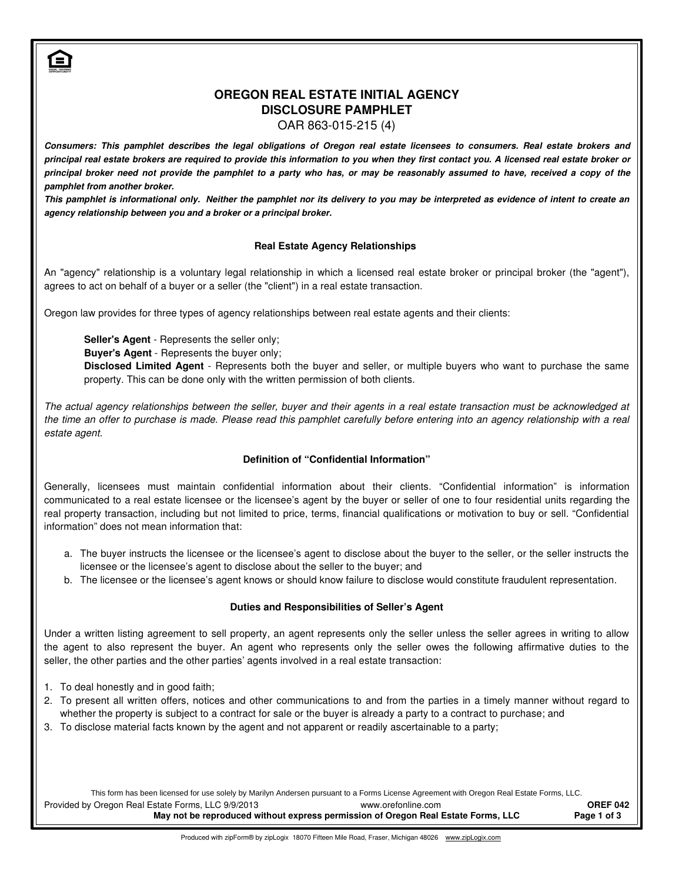# OREGON REAL ESTATE INITIAL AGENCY DISCLOSURE PAMPHLET

OAR 863-015-215 (4)

***Consumers: This pamphlet describes the legal obligations of Oregon real estate licensees to consumers. Real estate brokers and principal real estate brokers are required to provide this information to you when they first contact you. A licensed real estate broker or principal broker need not provide the pamphlet to a party who has, or may be reasonably assumed to have, received a copy of the pamphlet from another broker.***

***This pamphlet is informational only. Neither the pamphlet nor its delivery to you may be interpreted as evidence of intent to create an agency relationship between you and a broker or a principal broker.***

## Real Estate Agency Relationships

An "agency" relationship is a voluntary legal relationship in which a licensed real estate broker or principal broker (the "agent"), agrees to act on behalf of a buyer or a seller (the "client") in a real estate transaction.

Oregon law provides for three types of agency relationships between real estate agents and their clients:

**Seller's Agent** - Represents the seller only;
**Buyer's Agent** - Represents the buyer only;
**Disclosed Limited Agent** - Represents both the buyer and seller, or multiple buyers who want to purchase the same property. This can be done only with the written permission of both clients.

*The actual agency relationships between the seller, buyer and their agents in a real estate transaction must be acknowledged at the time an offer to purchase is made. Please read this pamphlet carefully before entering into an agency relationship with a real estate agent.*

## Definition of "Confidential Information"

Generally, licensees must maintain confidential information about their clients. "Confidential information" is information communicated to a real estate licensee or the licensee's agent by the buyer or seller of one to four residential units regarding the real property transaction, including but not limited to price, terms, financial qualifications or motivation to buy or sell. "Confidential information" does not mean information that:

a. The buyer instructs the licensee or the licensee's agent to disclose about the buyer to the seller, or the seller instructs the licensee or the licensee's agent to disclose about the seller to the buyer; and
b. The licensee or the licensee's agent knows or should know failure to disclose would constitute fraudulent representation.

## Duties and Responsibilities of Seller's Agent

Under a written listing agreement to sell property, an agent represents only the seller unless the seller agrees in writing to allow the agent to also represent the buyer. An agent who represents only the seller owes the following affirmative duties to the seller, the other parties and the other parties' agents involved in a real estate transaction:

1. To deal honestly and in good faith;
2. To present all written offers, notices and other communications to and from the parties in a timely manner without regard to whether the property is subject to a contract for sale or the buyer is already a party to a contract to purchase; and
3. To disclose material facts known by the agent and not apparent or readily ascertainable to a party;

This form has been licensed for use solely by Marilyn Andersen pursuant to a Forms License Agreement with Oregon Real Estate Forms, LLC.
Provided by Oregon Real Estate Forms, LLC 9/9/2013 www.orefonline.com **OREF 042**
**May not be reproduced without express permission of Oregon Real Estate Forms, LLC**

Produced with zipForm® by zipLogix 18070 Fifteen Mile Road, Fraser, Michigan 48026 www.zipLogix.com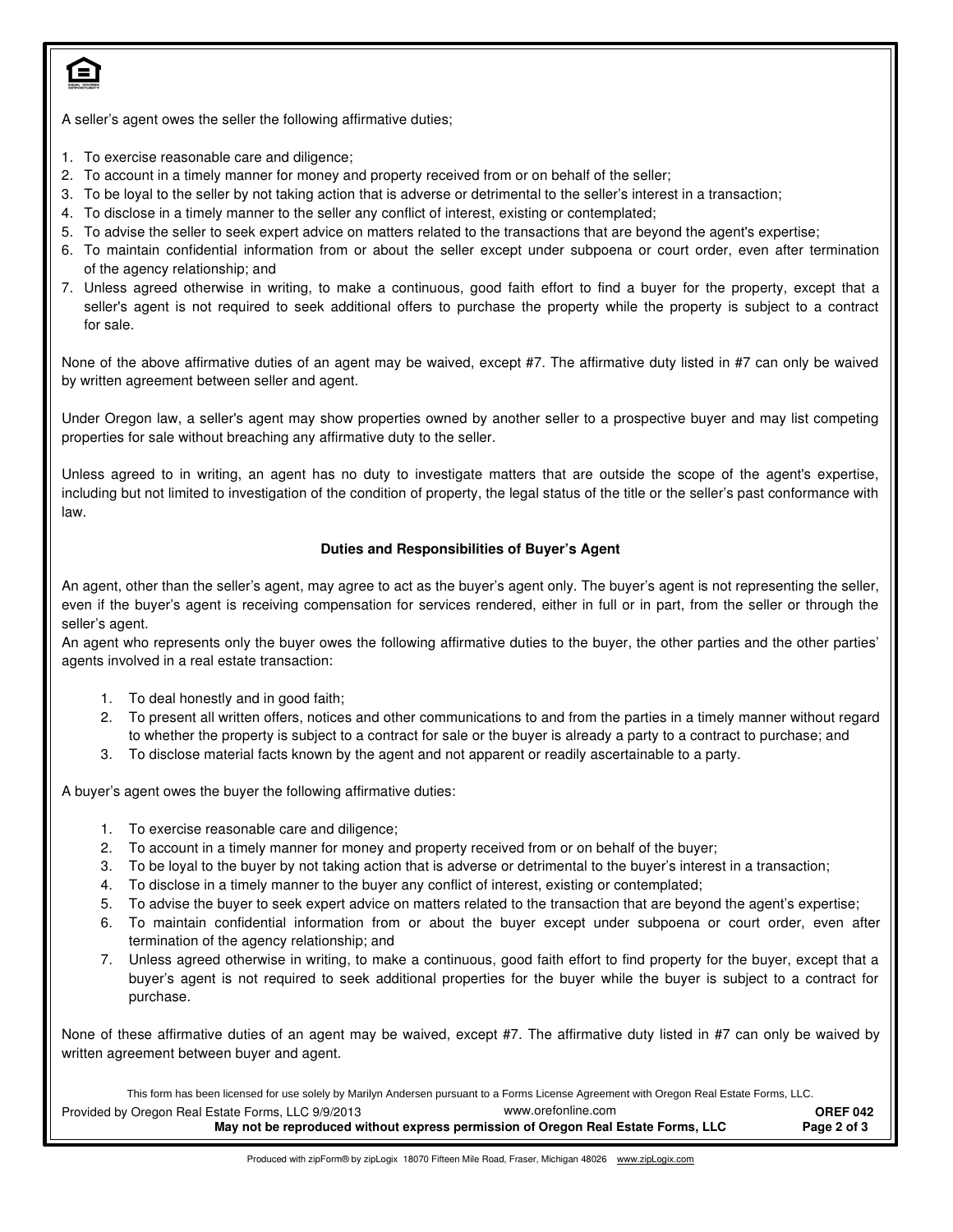A seller's agent owes the seller the following affirmative duties;

1. To exercise reasonable care and diligence;
2. To account in a timely manner for money and property received from or on behalf of the seller;
3. To be loyal to the seller by not taking action that is adverse or detrimental to the seller's interest in a transaction;
4. To disclose in a timely manner to the seller any conflict of interest, existing or contemplated;
5. To advise the seller to seek expert advice on matters related to the transactions that are beyond the agent's expertise;
6. To maintain confidential information from or about the seller except under subpoena or court order, even after termination of the agency relationship; and
7. Unless agreed otherwise in writing, to make a continuous, good faith effort to find a buyer for the property, except that a seller's agent is not required to seek additional offers to purchase the property while the property is subject to a contract for sale.

None of the above affirmative duties of an agent may be waived, except #7. The affirmative duty listed in #7 can only be waived by written agreement between seller and agent.

Under Oregon law, a seller's agent may show properties owned by another seller to a prospective buyer and may list competing properties for sale without breaching any affirmative duty to the seller.

Unless agreed to in writing, an agent has no duty to investigate matters that are outside the scope of the agent's expertise, including but not limited to investigation of the condition of property, the legal status of the title or the seller's past conformance with law.

### Duties and Responsibilities of Buyer's Agent

An agent, other than the seller's agent, may agree to act as the buyer's agent only. The buyer's agent is not representing the seller, even if the buyer's agent is receiving compensation for services rendered, either in full or in part, from the seller or through the seller's agent.
An agent who represents only the buyer owes the following affirmative duties to the buyer, the other parties and the other parties' agents involved in a real estate transaction:

1. To deal honestly and in good faith;
2. To present all written offers, notices and other communications to and from the parties in a timely manner without regard to whether the property is subject to a contract for sale or the buyer is already a party to a contract to purchase; and
3. To disclose material facts known by the agent and not apparent or readily ascertainable to a party.

A buyer's agent owes the buyer the following affirmative duties:

1. To exercise reasonable care and diligence;
2. To account in a timely manner for money and property received from or on behalf of the buyer;
3. To be loyal to the buyer by not taking action that is adverse or detrimental to the buyer's interest in a transaction;
4. To disclose in a timely manner to the buyer any conflict of interest, existing or contemplated;
5. To advise the buyer to seek expert advice on matters related to the transaction that are beyond the agent's expertise;
6. To maintain confidential information from or about the buyer except under subpoena or court order, even after termination of the agency relationship; and
7. Unless agreed otherwise in writing, to make a continuous, good faith effort to find property for the buyer, except that a buyer's agent is not required to seek additional properties for the buyer while the buyer is subject to a contract for purchase.

None of these affirmative duties of an agent may be waived, except #7. The affirmative duty listed in #7 can only be waived by written agreement between buyer and agent.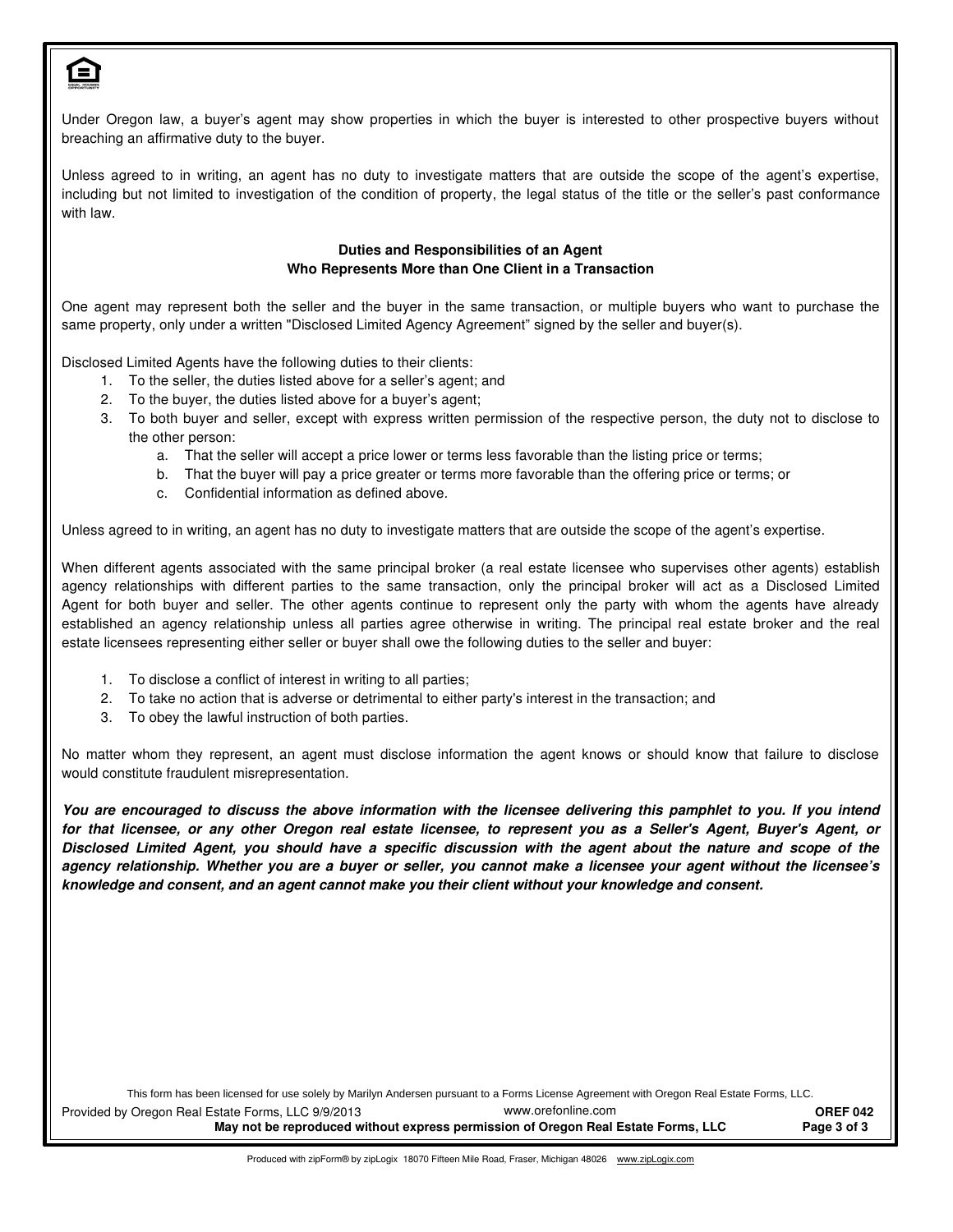Under Oregon law, a buyer's agent may show properties in which the buyer is interested to other prospective buyers without breaching an affirmative duty to the buyer.

Unless agreed to in writing, an agent has no duty to investigate matters that are outside the scope of the agent's expertise, including but not limited to investigation of the condition of property, the legal status of the title or the seller's past conformance with law.

**Duties and Responsibilities of an Agent**
**Who Represents More than One Client in a Transaction**

One agent may represent both the seller and the buyer in the same transaction, or multiple buyers who want to purchase the same property, only under a written "Disclosed Limited Agency Agreement" signed by the seller and buyer(s).

Disclosed Limited Agents have the following duties to their clients:

1. To the seller, the duties listed above for a seller's agent; and
2. To the buyer, the duties listed above for a buyer's agent;
3. To both buyer and seller, except with express written permission of the respective person, the duty not to disclose to the other person:
   a. That the seller will accept a price lower or terms less favorable than the listing price or terms;
   b. That the buyer will pay a price greater or terms more favorable than the offering price or terms; or
   c. Confidential information as defined above.

Unless agreed to in writing, an agent has no duty to investigate matters that are outside the scope of the agent's expertise.

When different agents associated with the same principal broker (a real estate licensee who supervises other agents) establish agency relationships with different parties to the same transaction, only the principal broker will act as a Disclosed Limited Agent for both buyer and seller. The other agents continue to represent only the party with whom the agents have already established an agency relationship unless all parties agree otherwise in writing. The principal real estate broker and the real estate licensees representing either seller or buyer shall owe the following duties to the seller and buyer:

1. To disclose a conflict of interest in writing to all parties;
2. To take no action that is adverse or detrimental to either party's interest in the transaction; and
3. To obey the lawful instruction of both parties.

No matter whom they represent, an agent must disclose information the agent knows or should know that failure to disclose would constitute fraudulent misrepresentation.

***You are encouraged to discuss the above information with the licensee delivering this pamphlet to you. If you intend for that licensee, or any other Oregon real estate licensee, to represent you as a Seller's Agent, Buyer's Agent, or Disclosed Limited Agent, you should have a specific discussion with the agent about the nature and scope of the agency relationship. Whether you are a buyer or seller, you cannot make a licensee your agent without the licensee's knowledge and consent, and an agent cannot make you their client without your knowledge and consent.***

This form has been licensed for use solely by Marilyn Andersen pursuant to a Forms License Agreement with Oregon Real Estate Forms, LLC.

Provided by Oregon Real Estate Forms, LLC 9/9/2013 www.orefonline.com **OREF 042**

**May not be reproduced without express permission of Oregon Real Estate Forms, LLC**

Produced with zipForm® by zipLogix 18070 Fifteen Mile Road, Fraser, Michigan 48026 www.zipLogix.com